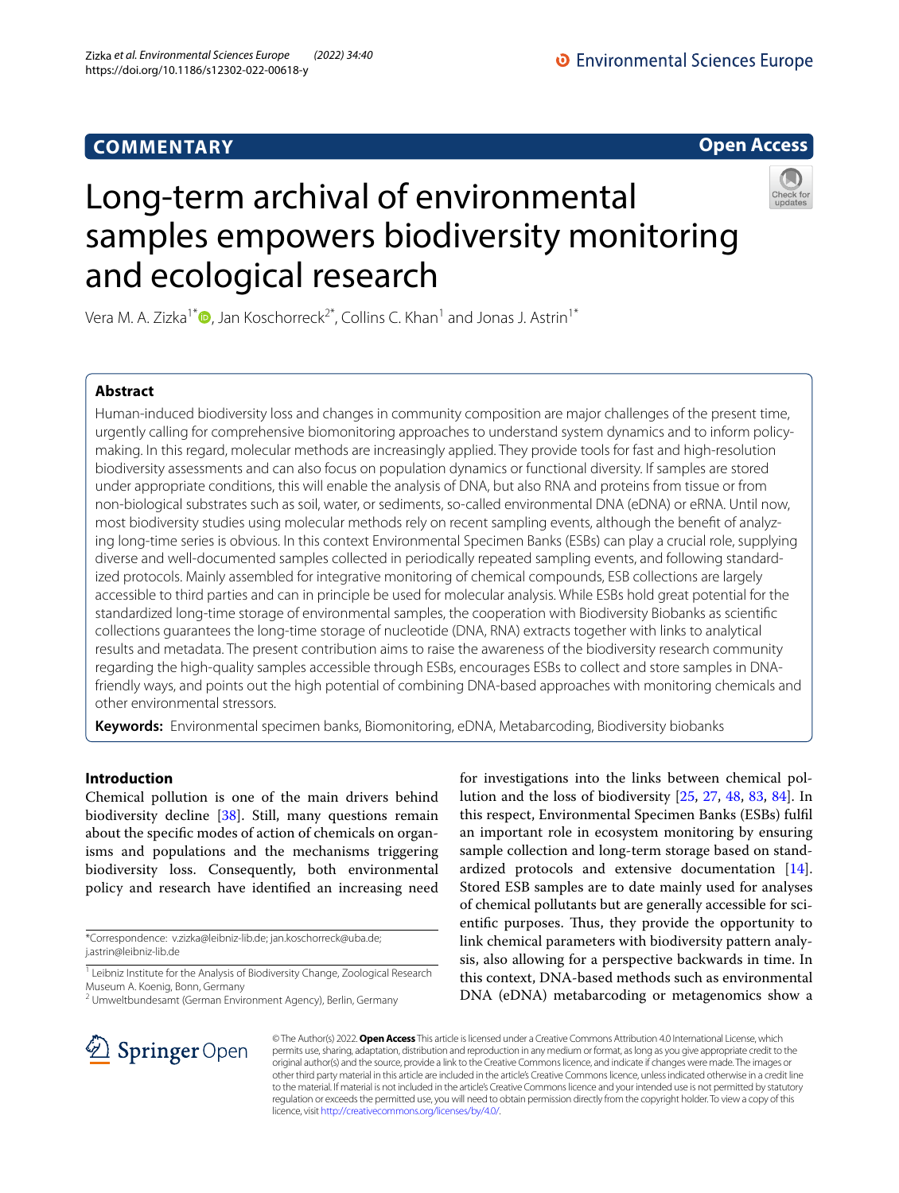COMMENTARY

Open Access

# Long-term archival of environmental samples empowers biodiversity monitoring and ecological research

Vera M. A. Zizka[1*], Jan Koschorreck[2*], Collins C. Khan[1] and Jonas J. Astrin[1*]

## Abstract

Human-induced biodiversity loss and changes in community composition are major challenges of the present time, urgently calling for comprehensive biomonitoring approaches to understand system dynamics and to inform policy-making. In this regard, molecular methods are increasingly applied. They provide tools for fast and high-resolution biodiversity assessments and can also focus on population dynamics or functional diversity. If samples are stored under appropriate conditions, this will enable the analysis of DNA, but also RNA and proteins from tissue or from non-biological substrates such as soil, water, or sediments, so-called environmental DNA (eDNA) or eRNA. Until now, most biodiversity studies using molecular methods rely on recent sampling events, although the benefit of analyzing long-time series is obvious. In this context Environmental Specimen Banks (ESBs) can play a crucial role, supplying diverse and well-documented samples collected in periodically repeated sampling events, and following standardized protocols. Mainly assembled for integrative monitoring of chemical compounds, ESB collections are largely accessible to third parties and can in principle be used for molecular analysis. While ESBs hold great potential for the standardized long-time storage of environmental samples, the cooperation with Biodiversity Biobanks as scientific collections guarantees the long-time storage of nucleotide (DNA, RNA) extracts together with links to analytical results and metadata. The present contribution aims to raise the awareness of the biodiversity research community regarding the high-quality samples accessible through ESBs, encourages ESBs to collect and store samples in DNA-friendly ways, and points out the high potential of combining DNA-based approaches with monitoring chemicals and other environmental stressors.

**Keywords:** Environmental specimen banks, Biomonitoring, eDNA, Metabarcoding, Biodiversity biobanks

## Introduction

Chemical pollution is one of the main drivers behind biodiversity decline [38]. Still, many questions remain about the specific modes of action of chemicals on organisms and populations and the mechanisms triggering biodiversity loss. Consequently, both environmental policy and research have identified an increasing need for investigations into the links between chemical pollution and the loss of biodiversity [25, 27, 48, 83, 84]. In this respect, Environmental Specimen Banks (ESBs) fulfil an important role in ecosystem monitoring by ensuring sample collection and long-term storage based on standardized protocols and extensive documentation [14]. Stored ESB samples are to date mainly used for analyses of chemical pollutants but are generally accessible for scientific purposes. Thus, they provide the opportunity to link chemical parameters with biodiversity pattern analysis, also allowing for a perspective backwards in time. In this context, DNA-based methods such as environmental DNA (eDNA) metabarcoding or metagenomics show a

*Correspondence: v.zizka@leibniz-lib.de; jan.koschorreck@uba.de; j.astrin@leibniz-lib.de

[1] Leibniz Institute for the Analysis of Biodiversity Change, Zoological Research Museum A. Koenig, Bonn, Germany

[2] Umweltbundesamt (German Environment Agency), Berlin, Germany

© The Author(s) 2022. **Open Access** This article is licensed under a Creative Commons Attribution 4.0 International License, which permits use, sharing, adaptation, distribution and reproduction in any medium or format, as long as you give appropriate credit to the original author(s) and the source, provide a link to the Creative Commons licence, and indicate if changes were made. The images or other third party material in this article are included in the article's Creative Commons licence, unless indicated otherwise in a credit line to the material. If material is not included in the article's Creative Commons licence and your intended use is not permitted by statutory regulation or exceeds the permitted use, you will need to obtain permission directly from the copyright holder. To view a copy of this licence, visit http://creativecommons.org/licenses/by/4.0/.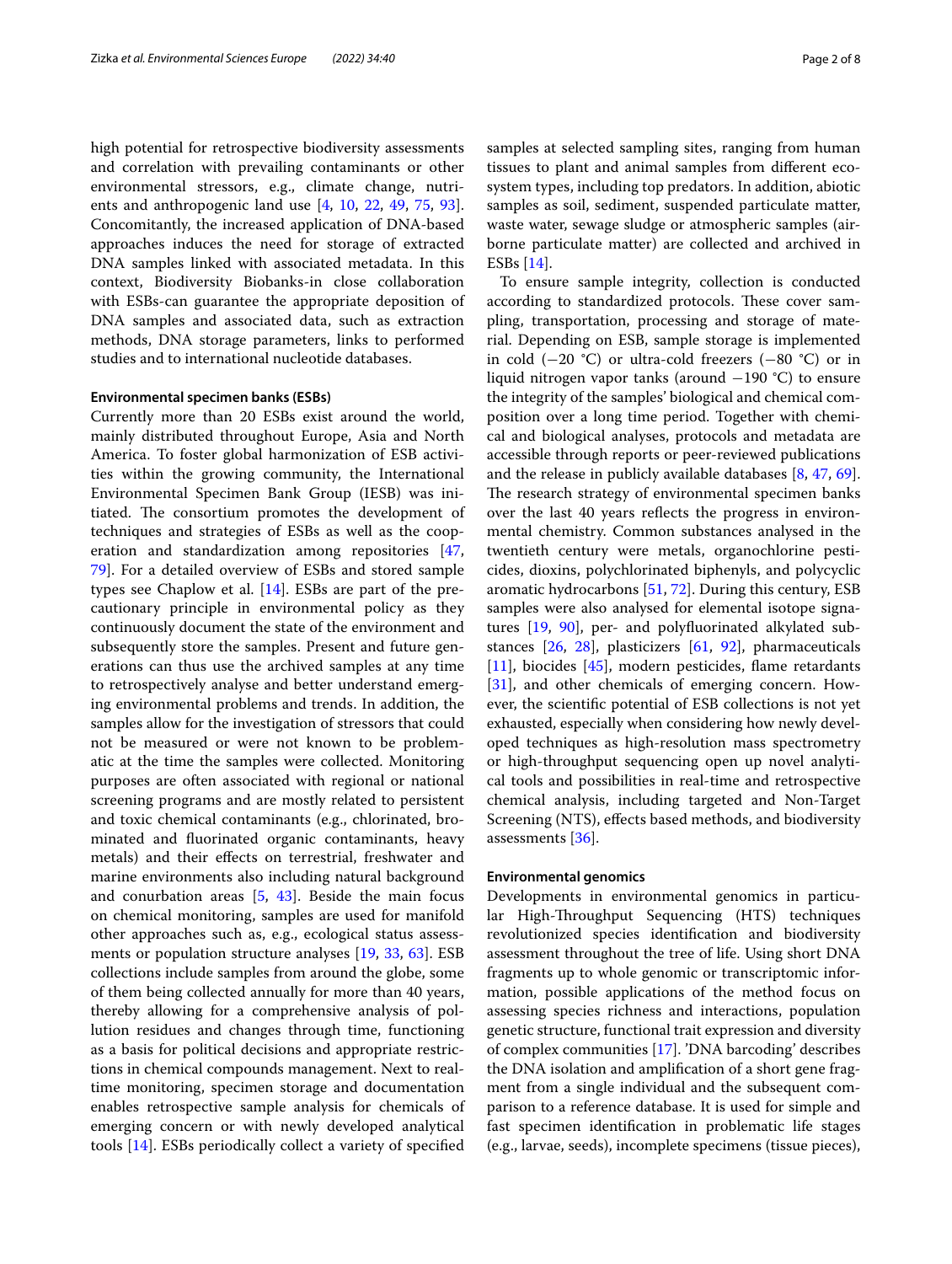high potential for retrospective biodiversity assessments and correlation with prevailing contaminants or other environmental stressors, e.g., climate change, nutrients and anthropogenic land use [4, 10, 22, 49, 75, 93]. Concomitantly, the increased application of DNA-based approaches induces the need for storage of extracted DNA samples linked with associated metadata. In this context, Biodiversity Biobanks-in close collaboration with ESBs-can guarantee the appropriate deposition of DNA samples and associated data, such as extraction methods, DNA storage parameters, links to performed studies and to international nucleotide databases.

#### Environmental specimen banks (ESBs)

Currently more than 20 ESBs exist around the world, mainly distributed throughout Europe, Asia and North America. To foster global harmonization of ESB activities within the growing community, the International Environmental Specimen Bank Group (IESB) was initiated. The consortium promotes the development of techniques and strategies of ESBs as well as the cooperation and standardization among repositories [47, 79]. For a detailed overview of ESBs and stored sample types see Chaplow et al. [14]. ESBs are part of the precautionary principle in environmental policy as they continuously document the state of the environment and subsequently store the samples. Present and future generations can thus use the archived samples at any time to retrospectively analyse and better understand emerging environmental problems and trends. In addition, the samples allow for the investigation of stressors that could not be measured or were not known to be problematic at the time the samples were collected. Monitoring purposes are often associated with regional or national screening programs and are mostly related to persistent and toxic chemical contaminants (e.g., chlorinated, brominated and fluorinated organic contaminants, heavy metals) and their effects on terrestrial, freshwater and marine environments also including natural background and conurbation areas [5, 43]. Beside the main focus on chemical monitoring, samples are used for manifold other approaches such as, e.g., ecological status assessments or population structure analyses [19, 33, 63]. ESB collections include samples from around the globe, some of them being collected annually for more than 40 years, thereby allowing for a comprehensive analysis of pollution residues and changes through time, functioning as a basis for political decisions and appropriate restrictions in chemical compounds management. Next to real-time monitoring, specimen storage and documentation enables retrospective sample analysis for chemicals of emerging concern or with newly developed analytical tools [14]. ESBs periodically collect a variety of specified samples at selected sampling sites, ranging from human tissues to plant and animal samples from different ecosystem types, including top predators. In addition, abiotic samples as soil, sediment, suspended particulate matter, waste water, sewage sludge or atmospheric samples (airborne particulate matter) are collected and archived in ESBs [14].

To ensure sample integrity, collection is conducted according to standardized protocols. These cover sampling, transportation, processing and storage of material. Depending on ESB, sample storage is implemented in cold (−20 °C) or ultra-cold freezers (−80 °C) or in liquid nitrogen vapor tanks (around −190 °C) to ensure the integrity of the samples' biological and chemical composition over a long time period. Together with chemical and biological analyses, protocols and metadata are accessible through reports or peer-reviewed publications and the release in publicly available databases [8, 47, 69]. The research strategy of environmental specimen banks over the last 40 years reflects the progress in environmental chemistry. Common substances analysed in the twentieth century were metals, organochlorine pesticides, dioxins, polychlorinated biphenyls, and polycyclic aromatic hydrocarbons [51, 72]. During this century, ESB samples were also analysed for elemental isotope signatures [19, 90], per- and polyfluorinated alkylated substances [26, 28], plasticizers [61, 92], pharmaceuticals [11], biocides [45], modern pesticides, flame retardants [31], and other chemicals of emerging concern. However, the scientific potential of ESB collections is not yet exhausted, especially when considering how newly developed techniques as high-resolution mass spectrometry or high-throughput sequencing open up novel analytical tools and possibilities in real-time and retrospective chemical analysis, including targeted and Non-Target Screening (NTS), effects based methods, and biodiversity assessments [36].

#### Environmental genomics

Developments in environmental genomics in particular High-Throughput Sequencing (HTS) techniques revolutionized species identification and biodiversity assessment throughout the tree of life. Using short DNA fragments up to whole genomic or transcriptomic information, possible applications of the method focus on assessing species richness and interactions, population genetic structure, functional trait expression and diversity of complex communities [17]. 'DNA barcoding' describes the DNA isolation and amplification of a short gene fragment from a single individual and the subsequent comparison to a reference database. It is used for simple and fast specimen identification in problematic life stages (e.g., larvae, seeds), incomplete specimens (tissue pieces),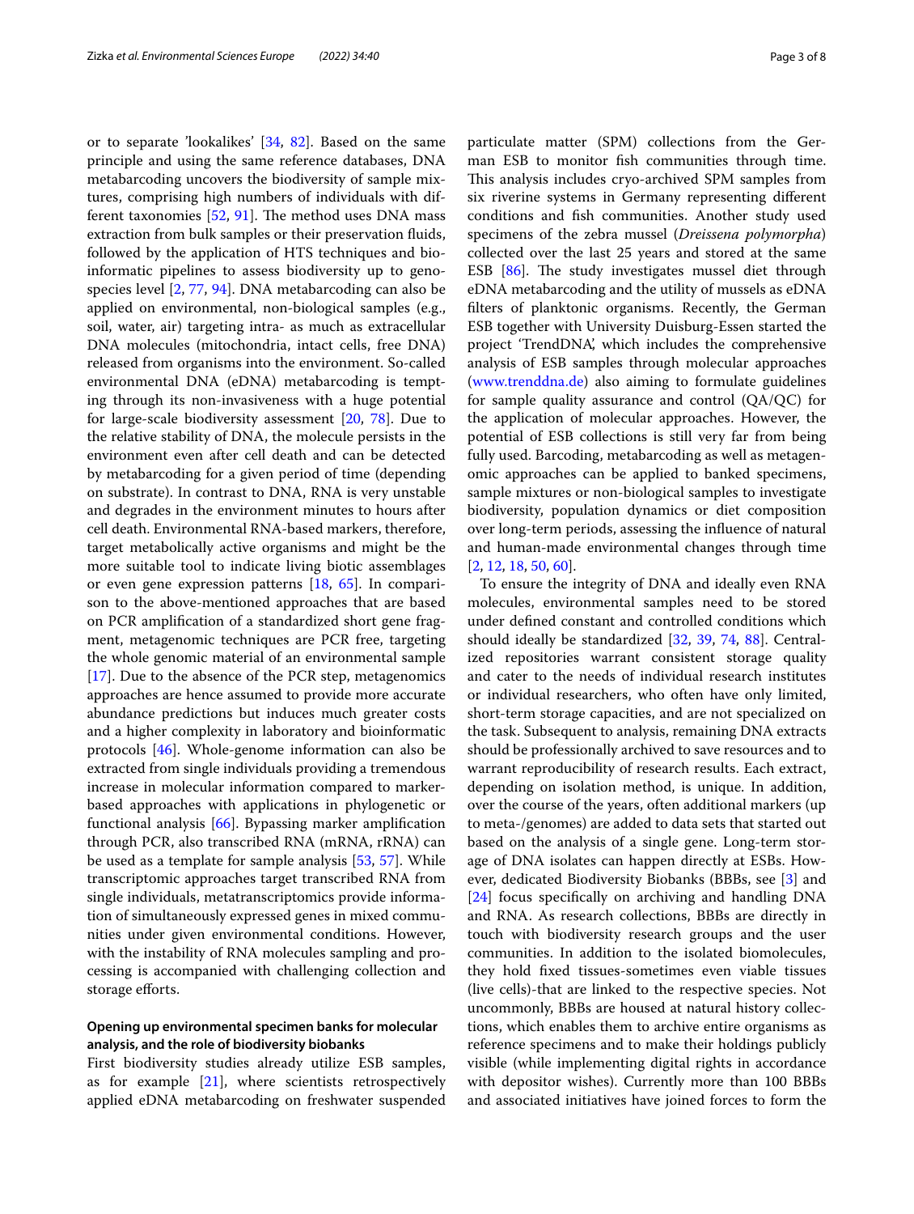or to separate 'lookalikes' [34, 82]. Based on the same principle and using the same reference databases, DNA metabarcoding uncovers the biodiversity of sample mixtures, comprising high numbers of individuals with different taxonomies [52, 91]. The method uses DNA mass extraction from bulk samples or their preservation fluids, followed by the application of HTS techniques and bioinformatic pipelines to assess biodiversity up to genospecies level [2, 77, 94]. DNA metabarcoding can also be applied on environmental, non-biological samples (e.g., soil, water, air) targeting intra- as much as extracellular DNA molecules (mitochondria, intact cells, free DNA) released from organisms into the environment. So-called environmental DNA (eDNA) metabarcoding is tempting through its non-invasiveness with a huge potential for large-scale biodiversity assessment [20, 78]. Due to the relative stability of DNA, the molecule persists in the environment even after cell death and can be detected by metabarcoding for a given period of time (depending on substrate). In contrast to DNA, RNA is very unstable and degrades in the environment minutes to hours after cell death. Environmental RNA-based markers, therefore, target metabolically active organisms and might be the more suitable tool to indicate living biotic assemblages or even gene expression patterns [18, 65]. In comparison to the above-mentioned approaches that are based on PCR amplification of a standardized short gene fragment, metagenomic techniques are PCR free, targeting the whole genomic material of an environmental sample [17]. Due to the absence of the PCR step, metagenomics approaches are hence assumed to provide more accurate abundance predictions but induces much greater costs and a higher complexity in laboratory and bioinformatic protocols [46]. Whole-genome information can also be extracted from single individuals providing a tremendous increase in molecular information compared to marker-based approaches with applications in phylogenetic or functional analysis [66]. Bypassing marker amplification through PCR, also transcribed RNA (mRNA, rRNA) can be used as a template for sample analysis [53, 57]. While transcriptomic approaches target transcribed RNA from single individuals, metatranscriptomics provide information of simultaneously expressed genes in mixed communities under given environmental conditions. However, with the instability of RNA molecules sampling and processing is accompanied with challenging collection and storage efforts.

#### Opening up environmental specimen banks for molecular analysis, and the role of biodiversity biobanks

First biodiversity studies already utilize ESB samples, as for example [21], where scientists retrospectively applied eDNA metabarcoding on freshwater suspended particulate matter (SPM) collections from the German ESB to monitor fish communities through time. This analysis includes cryo-archived SPM samples from six riverine systems in Germany representing different conditions and fish communities. Another study used specimens of the zebra mussel (*Dreissena polymorpha*) collected over the last 25 years and stored at the same ESB [86]. The study investigates mussel diet through eDNA metabarcoding and the utility of mussels as eDNA filters of planktonic organisms. Recently, the German ESB together with University Duisburg-Essen started the project 'TrendDNA', which includes the comprehensive analysis of ESB samples through molecular approaches (www.trenddna.de) also aiming to formulate guidelines for sample quality assurance and control (QA/QC) for the application of molecular approaches. However, the potential of ESB collections is still very far from being fully used. Barcoding, metabarcoding as well as metagenomic approaches can be applied to banked specimens, sample mixtures or non-biological samples to investigate biodiversity, population dynamics or diet composition over long-term periods, assessing the influence of natural and human-made environmental changes through time [2, 12, 18, 50, 60].

To ensure the integrity of DNA and ideally even RNA molecules, environmental samples need to be stored under defined constant and controlled conditions which should ideally be standardized [32, 39, 74, 88]. Centralized repositories warrant consistent storage quality and cater to the needs of individual research institutes or individual researchers, who often have only limited, short-term storage capacities, and are not specialized on the task. Subsequent to analysis, remaining DNA extracts should be professionally archived to save resources and to warrant reproducibility of research results. Each extract, depending on isolation method, is unique. In addition, over the course of the years, often additional markers (up to meta-/genomes) are added to data sets that started out based on the analysis of a single gene. Long-term storage of DNA isolates can happen directly at ESBs. However, dedicated Biodiversity Biobanks (BBBs, see [3] and [24] focus specifically on archiving and handling DNA and RNA. As research collections, BBBs are directly in touch with biodiversity research groups and the user communities. In addition to the isolated biomolecules, they hold fixed tissues-sometimes even viable tissues (live cells)-that are linked to the respective species. Not uncommonly, BBBs are housed at natural history collections, which enables them to archive entire organisms as reference specimens and to make their holdings publicly visible (while implementing digital rights in accordance with depositor wishes). Currently more than 100 BBBs and associated initiatives have joined forces to form the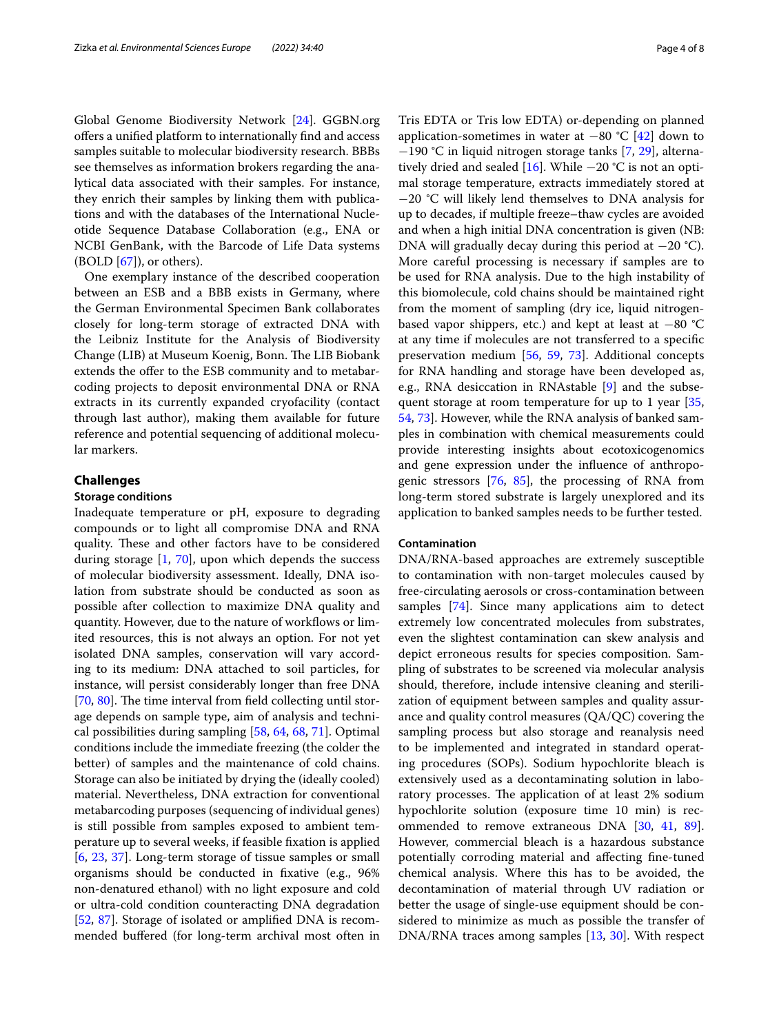Global Genome Biodiversity Network [24]. GGBN.org offers a unified platform to internationally find and access samples suitable to molecular biodiversity research. BBBs see themselves as information brokers regarding the analytical data associated with their samples. For instance, they enrich their samples by linking them with publications and with the databases of the International Nucleotide Sequence Database Collaboration (e.g., ENA or NCBI GenBank, with the Barcode of Life Data systems (BOLD [67]), or others).

One exemplary instance of the described cooperation between an ESB and a BBB exists in Germany, where the German Environmental Specimen Bank collaborates closely for long-term storage of extracted DNA with the Leibniz Institute for the Analysis of Biodiversity Change (LIB) at Museum Koenig, Bonn. The LIB Biobank extends the offer to the ESB community and to metabarcoding projects to deposit environmental DNA or RNA extracts in its currently expanded cryofacility (contact through last author), making them available for future reference and potential sequencing of additional molecular markers.

## Challenges

### Storage conditions

Inadequate temperature or pH, exposure to degrading compounds or to light all compromise DNA and RNA quality. These and other factors have to be considered during storage [1, 70], upon which depends the success of molecular biodiversity assessment. Ideally, DNA isolation from substrate should be conducted as soon as possible after collection to maximize DNA quality and quantity. However, due to the nature of workflows or limited resources, this is not always an option. For not yet isolated DNA samples, conservation will vary according to its medium: DNA attached to soil particles, for instance, will persist considerably longer than free DNA [70, 80]. The time interval from field collecting until storage depends on sample type, aim of analysis and technical possibilities during sampling [58, 64, 68, 71]. Optimal conditions include the immediate freezing (the colder the better) of samples and the maintenance of cold chains. Storage can also be initiated by drying the (ideally cooled) material. Nevertheless, DNA extraction for conventional metabarcoding purposes (sequencing of individual genes) is still possible from samples exposed to ambient temperature up to several weeks, if feasible fixation is applied [6, 23, 37]. Long-term storage of tissue samples or small organisms should be conducted in fixative (e.g., 96% non-denatured ethanol) with no light exposure and cold or ultra-cold condition counteracting DNA degradation [52, 87]. Storage of isolated or amplified DNA is recommended buffered (for long-term archival most often in Tris EDTA or Tris low EDTA) or-depending on planned application-sometimes in water at −80 °C [42] down to −190 °C in liquid nitrogen storage tanks [7, 29], alternatively dried and sealed [16]. While −20 °C is not an optimal storage temperature, extracts immediately stored at −20 °C will likely lend themselves to DNA analysis for up to decades, if multiple freeze–thaw cycles are avoided and when a high initial DNA concentration is given (NB: DNA will gradually decay during this period at −20 °C). More careful processing is necessary if samples are to be used for RNA analysis. Due to the high instability of this biomolecule, cold chains should be maintained right from the moment of sampling (dry ice, liquid nitrogen-based vapor shippers, etc.) and kept at least at −80 °C at any time if molecules are not transferred to a specific preservation medium [56, 59, 73]. Additional concepts for RNA handling and storage have been developed as, e.g., RNA desiccation in RNAstable [9] and the subsequent storage at room temperature for up to 1 year [35, 54, 73]. However, while the RNA analysis of banked samples in combination with chemical measurements could provide interesting insights about ecotoxicogenomics and gene expression under the influence of anthropogenic stressors [76, 85], the processing of RNA from long-term stored substrate is largely unexplored and its application to banked samples needs to be further tested.

### Contamination

DNA/RNA-based approaches are extremely susceptible to contamination with non-target molecules caused by free-circulating aerosols or cross-contamination between samples [74]. Since many applications aim to detect extremely low concentrated molecules from substrates, even the slightest contamination can skew analysis and depict erroneous results for species composition. Sampling of substrates to be screened via molecular analysis should, therefore, include intensive cleaning and sterilization of equipment between samples and quality assurance and quality control measures (QA/QC) covering the sampling process but also storage and reanalysis need to be implemented and integrated in standard operating procedures (SOPs). Sodium hypochlorite bleach is extensively used as a decontaminating solution in laboratory processes. The application of at least 2% sodium hypochlorite solution (exposure time 10 min) is recommended to remove extraneous DNA [30, 41, 89]. However, commercial bleach is a hazardous substance potentially corroding material and affecting fine-tuned chemical analysis. Where this has to be avoided, the decontamination of material through UV radiation or better the usage of single-use equipment should be considered to minimize as much as possible the transfer of DNA/RNA traces among samples [13, 30]. With respect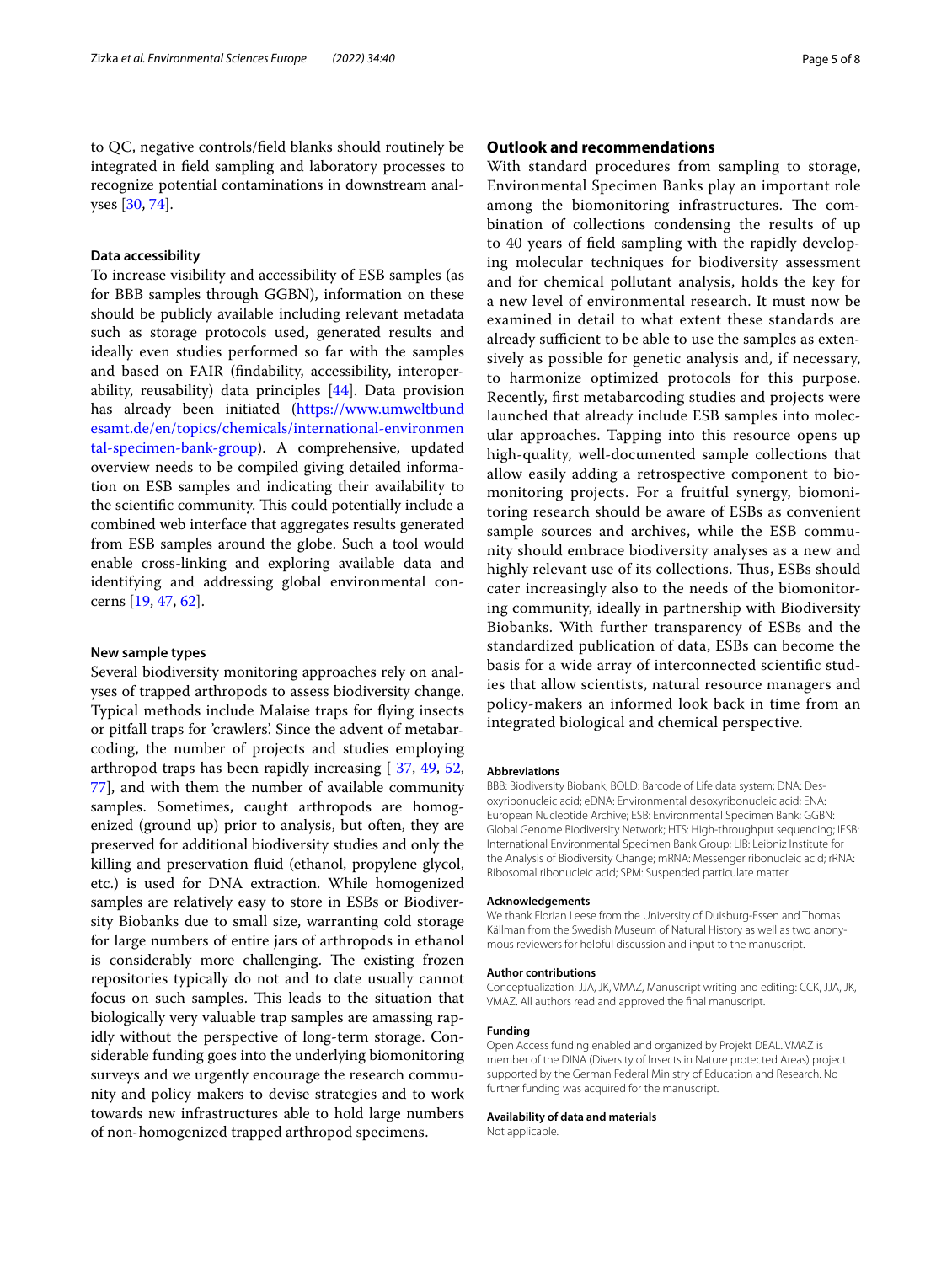to QC, negative controls/field blanks should routinely be integrated in field sampling and laboratory processes to recognize potential contaminations in downstream analyses [30, 74].

### Data accessibility

To increase visibility and accessibility of ESB samples (as for BBB samples through GGBN), information on these should be publicly available including relevant metadata such as storage protocols used, generated results and ideally even studies performed so far with the samples and based on FAIR (findability, accessibility, interoperability, reusability) data principles [44]. Data provision has already been initiated (https://www.umweltbundesamt.de/en/topics/chemicals/international-environmental-specimen-bank-group). A comprehensive, updated overview needs to be compiled giving detailed information on ESB samples and indicating their availability to the scientific community. This could potentially include a combined web interface that aggregates results generated from ESB samples around the globe. Such a tool would enable cross-linking and exploring available data and identifying and addressing global environmental concerns [19, 47, 62].

### New sample types

Several biodiversity monitoring approaches rely on analyses of trapped arthropods to assess biodiversity change. Typical methods include Malaise traps for flying insects or pitfall traps for 'crawlers'. Since the advent of metabarcoding, the number of projects and studies employing arthropod traps has been rapidly increasing [ 37, 49, 52, 77], and with them the number of available community samples. Sometimes, caught arthropods are homogenized (ground up) prior to analysis, but often, they are preserved for additional biodiversity studies and only the killing and preservation fluid (ethanol, propylene glycol, etc.) is used for DNA extraction. While homogenized samples are relatively easy to store in ESBs or Biodiversity Biobanks due to small size, warranting cold storage for large numbers of entire jars of arthropods in ethanol is considerably more challenging. The existing frozen repositories typically do not and to date usually cannot focus on such samples. This leads to the situation that biologically very valuable trap samples are amassing rapidly without the perspective of long-term storage. Considerable funding goes into the underlying biomonitoring surveys and we urgently encourage the research community and policy makers to devise strategies and to work towards new infrastructures able to hold large numbers of non-homogenized trapped arthropod specimens.

## Outlook and recommendations

With standard procedures from sampling to storage, Environmental Specimen Banks play an important role among the biomonitoring infrastructures. The combination of collections condensing the results of up to 40 years of field sampling with the rapidly developing molecular techniques for biodiversity assessment and for chemical pollutant analysis, holds the key for a new level of environmental research. It must now be examined in detail to what extent these standards are already sufficient to be able to use the samples as extensively as possible for genetic analysis and, if necessary, to harmonize optimized protocols for this purpose. Recently, first metabarcoding studies and projects were launched that already include ESB samples into molecular approaches. Tapping into this resource opens up high-quality, well-documented sample collections that allow easily adding a retrospective component to biomonitoring projects. For a fruitful synergy, biomonitoring research should be aware of ESBs as convenient sample sources and archives, while the ESB community should embrace biodiversity analyses as a new and highly relevant use of its collections. Thus, ESBs should cater increasingly also to the needs of the biomonitoring community, ideally in partnership with Biodiversity Biobanks. With further transparency of ESBs and the standardized publication of data, ESBs can become the basis for a wide array of interconnected scientific studies that allow scientists, natural resource managers and policy-makers an informed look back in time from an integrated biological and chemical perspective.

#### Abbreviations

BBB: Biodiversity Biobank; BOLD: Barcode of Life data system; DNA: Desoxyribonucleic acid; eDNA: Environmental desoxyribonucleic acid; ENA: European Nucleotide Archive; ESB: Environmental Specimen Bank; GGBN: Global Genome Biodiversity Network; HTS: High-throughput sequencing; IESB: International Environmental Specimen Bank Group; LIB: Leibniz Institute for the Analysis of Biodiversity Change; mRNA: Messenger ribonucleic acid; rRNA: Ribosomal ribonucleic acid; SPM: Suspended particulate matter.

#### Acknowledgements

We thank Florian Leese from the University of Duisburg-Essen and Thomas Källman from the Swedish Museum of Natural History as well as two anonymous reviewers for helpful discussion and input to the manuscript.

#### Author contributions

Conceptualization: JJA, JK, VMAZ, Manuscript writing and editing: CCK, JJA, JK, VMAZ. All authors read and approved the final manuscript.

#### Funding

Open Access funding enabled and organized by Projekt DEAL. VMAZ is member of the DINA (Diversity of Insects in Nature protected Areas) project supported by the German Federal Ministry of Education and Research. No further funding was acquired for the manuscript.

#### Availability of data and materials

Not applicable.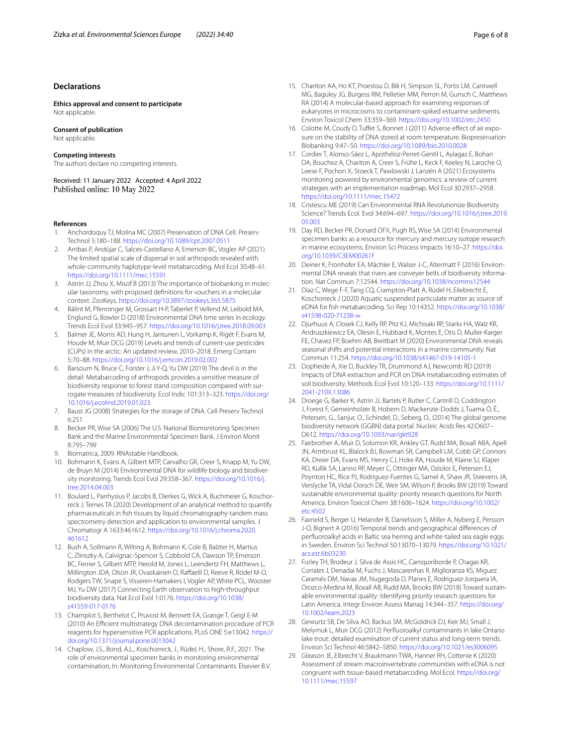## Declarations

**Ethics approval and consent to participate**
Not applicable.

**Consent of publication**
Not applicable.

**Competing interests**
The authors declare no competing interests.

Received: 11 January 2022 Accepted: 4 April 2022
Published online: 10 May 2022

## References

1. Anchordoquy TJ, Molina MC (2007) Preservation of DNA Cell. Preserv Technol 5:180–188. https://doi.org/10.1089/cpt.2007.0511
2. Arribas P, Andújar C, Salces-Castellano A, Emerson BC, Vogler AP (2021) The limited spatial scale of dispersal in soil arthropods revealed with whole-community haplotype-level metabarcoding. Mol Ecol 30:48–61. https://doi.org/10.1111/mec.15591
3. Astrin JJ, Zhou X, Misof B (2013) The importance of biobanking in molecular taxonomy, with proposed definitions for vouchers in a molecular context. ZooKeys. https://doi.org/10.3897/zookeys.365.5875
4. Bálint M, Pfenninger M, Grossart H-P, Taberlet P, Vellend M, Leibold MA, Englund G, Bowler D (2018) Environmental DNA time series in ecology. Trends Ecol Evol 33:945–957. https://doi.org/10.1016/j.tree.2018.09.003
5. Balmer JE, Morris AD, Hung H, Jantunen L, Vorkamp K, Rigét F, Evans M, Houde M, Muir DCG (2019) Levels and trends of current-use pesticides (CUPs) in the arctic: An updated review, 2010–2018. Emerg Contam 5:70–88. https://doi.org/10.1016/j.emcon.2019.02.002
6. Barsoum N, Bruce C, Forster J, Ji Y-Q, Yu DW (2019) The devil is in the detail: Metabarcoding of arthropods provides a sensitive measure of biodiversity response to forest stand composition compared with surrogate measures of biodiversity. Ecol Indic 101:313–323. https://doi.org/10.1016/j.ecolind.2019.01.023
7. Baust JG (2008) Strategies for the storage of DNA. Cell Preserv Technol 6:251
8. Becker PR, Wise SA (2006) The U.S. National Biomonitoring Specimen Bank and the Marine Environmental Specimen Bank. J Environ Monit 8:795–799
9. Biomatrica, 2009. RNAstable Handbook.
10. Bohmann K, Evans A, Gilbert MTP, Carvalho GR, Creer S, Knapp M, Yu DW, de Bruyn M (2014) Environmental DNA for wildlife biology and biodiversity monitoring. Trends Ecol Evol 29:358–367. https://doi.org/10.1016/j.tree.2014.04.003
11. Boulard L, Parrhysius P, Jacobs B, Dierkes G, Wick A, Buchmeier G, Koschorreck J, Ternes TA (2020) Development of an analytical method to quantify pharmaceuticals in fish tissues by liquid chromatography-tandem mass spectrometry detection and application to environmental samples. J Chromatogr A 1633:461612. https://doi.org/10.1016/j.chroma.2020.461612
12. Bush A, Sollmann R, Wilting A, Bohmann K, Cole B, Balzter H, Martius C, Zlinszky A, Calvignac-Spencer S, Cobbold CA, Dawson TP, Emerson BC, Ferrier S, Gilbert MTP, Herold M, Jones L, Leendertz FH, Matthews L, Millington JDA, Olson JR, Ovaskainen O, Raffaelli D, Reeve R, Rödel M-O, Rodgers TW, Snape S, Visseren-Hamakers I, Vogler AP, White PCL, Wooster MJ, Yu DW (2017) Connecting Earth observation to high-throughput biodiversity data. Nat Ecol Evol 1:0176. https://doi.org/10.1038/s41559-017-0176
13. Champlot S, Berthelot C, Pruvost M, Bennett EA, Grange T, Geigl E-M (2010) An Efficient multistrategy DNA decontamination procedure of PCR reagents for hypersensitive PCR applications. PLoS ONE 5:e13042. https://doi.org/10.1371/journal.pone.0013042
14. Chaplow, J.S., Bond, A.L., Koschorreck, J., Rüdel, H., Shore, R.F., 2021. The role of environmental specimen banks in monitoring environmental contamination, In: Monitoring Environmental Contaminants. Elsevier B.V.
15. Chariton AA, Ho KT, Proestou D, Bik H, Simpson SL, Portis LM, Cantwell MG, Baguley JG, Burgess RM, Pelletier MM, Perron M, Gunsch C, Matthews RA (2014) A molecular-based approach for examining responses of eukaryotes in microcosms to contaminant-spiked estuarine sediments. Environ Toxicol Chem 33:359–369. https://doi.org/10.1002/etc.2450
16. Colotte M, Coudy D, Tuffet S, Bonnet J (2011) Adverse effect of air exposure on the stability of DNA stored at room temperature. Biopreservation Biobanking 9:47–50. https://doi.org/10.1089/bio.2010.0028
17. Cordier T, Alonso-Sáez L, Apothéloz-Perret-Gentil L, Aylagas E, Bohan DA, Bouchez A, Chariton A, Creer S, Frühe L, Keck F, Keeley N, Laroche O, Leese F, Pochon X, Stoeck T, Pawlowski J, Lanzén A (2021) Ecosystems monitoring powered by environmental genomics: a review of current strategies with an implementation roadmap. Mol Ecol 30:2937–2958. https://doi.org/10.1111/mec.15472
18. Cristescu ME (2019) Can Environmental RNA Revolutionize Biodiversity Science? Trends Ecol. Evol 34:694–697. https://doi.org/10.1016/j.tree.2019.05.003
19. Day RD, Becker PR, Donard OFX, Pugh RS, Wise SA (2014) Environmental specimen banks as a resource for mercury and mercury isotope research in marine ecosystems. Environ Sci Process Impacts 16:10–27. https://doi.org/10.1039/C3EM00261F
20. Deiner K, Fronhofer EA, Mächler E, Walser J-C, Altermatt F (2016) Environmental DNA reveals that rivers are conveyer belts of biodiversity information. Nat Commun 7:12544. https://doi.org/10.1038/ncomms12544
21. Díaz C, Wege F-F, Tang CQ, Crampton-Platt A, Rüdel H, Eilebrecht E, Koschorreck J (2020) Aquatic suspended particulate matter as source of eDNA for fish metabarcoding. Sci Rep 10:14352. https://doi.org/10.1038/s41598-020-71238-w
22. Djurhuus A, Closek CJ, Kelly RP, Pitz KJ, Michisaki RP, Starks HA, Walz KR, Andruszkiewicz EA, Olesin E, Hubbard K, Montes E, Otis D, Muller-Karger FE, Chavez FP, Boehm AB, Breitbart M (2020) Environmental DNA reveals seasonal shifts and potential interactions in a marine community. Nat Commun 11:254. https://doi.org/10.1038/s41467-019-14105-1
23. Dopheide A, Xie D, Buckley TR, Drummond AJ, Newcomb RD (2019) Impacts of DNA extraction and PCR on DNA metabarcoding estimates of soil biodiversity. Methods Ecol Evol 10:120–133. https://doi.org/10.1111/2041-210X.13086
24. Droege G, Barker K, Astrin JJ, Bartels P, Butler C, Cantrill D, Coddington J, Forest F, Gemeinholzer B, Hobern D, Mackenzie-Dodds J, Tuama Ó, É., Petersen, G., Sanjur, O., Schindel, D., Seberg, O., (2014) The global genome biodiversity network (GGBN) data portal. Nucleic Acids Res 42:D607–D612. https://doi.org/10.1093/nar/gkt928
25. Fairbrother A, Muir D, Solomon KR, Ankley GT, Rudd MA, Boxall ABA, Apell JN, Armbrust KL, Blalock BJ, Bowman SR, Campbell LM, Cobb GP, Connors KA, Dreier DA, Evans MS, Henry CJ, Hoke RA, Houde M, Klaine SJ, Klaper RD, Kullik SA, Lanno RP, Meyer C, Ottinger MA, Oziolor E, Petersen EJ, Poynton HC, Rice PJ, Rodriguez-Fuentes G, Samel A, Shaw JR, Steevens JA, Verslycke TA, Vidal-Dorsch DE, Weir SM, Wilson P, Brooks BW (2019) Toward sustainable environmental quality: priority research questions for North America. Environ Toxicol Chem 38:1606–1624. https://doi.org/10.1002/etc.4502
26. Faxneld S, Berger U, Helander B, Danielsson S, Miller A, Nyberg E, Persson J-O, Bignert A (2016) Temporal trends and geographical differences of perfluoroalkyl acids in Baltic sea herring and white-tailed sea eagle eggs in Sweden. Environ Sci Technol 50:13070–13079. https://doi.org/10.1021/acs.est.6b03230
27. Furley TH, Brodeur J, Silva de Assis HC, Carriquiriborde P, Chagas KR, Corrales J, Denadai M, Fuchs J, Mascarenhas R, Miglioranza KS, Miguez Caramés DM, Navas JM, Nugegoda D, Planes E, Rodriguez-Jorquera IA, Orozco-Medina M, Boxall AB, Rudd MA, Brooks BW (2018) Toward sustainable environmental quality: Identifying priority research questions for Latin America. Integr Environ Assess Manag 14:344–357. https://doi.org/10.1002/ieam.2023
28. Gewurtz SB, De Silva AO, Backus SM, McGoldrick DJ, Keir MJ, Small J, Melymuk L, Muir DCG (2012) Perfluoroalkyl contaminants in lake Ontario lake trout: detailed examination of current status and long-term trends. Environ Sci Technol 46:5842–5850. https://doi.org/10.1021/es3006095
29. Gleason JE, Elbrecht V, Braukmann TWA, Hanner RH, Cottenie K (2020) Assessment of stream macroinvertebrate communities with eDNA is not congruent with tissue-based metabarcoding. Mol Ecol. https://doi.org/10.1111/mec.15597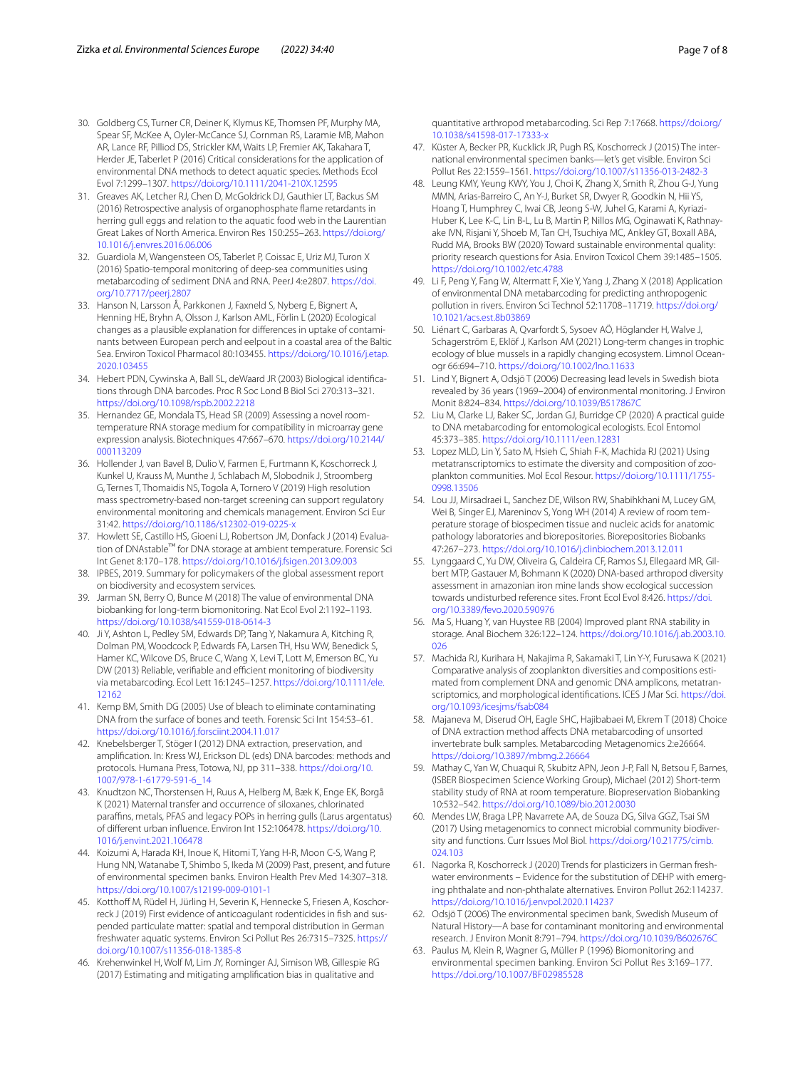30. Goldberg CS, Turner CR, Deiner K, Klymus KE, Thomsen PF, Murphy MA, Spear SF, McKee A, Oyler-McCance SJ, Cornman RS, Laramie MB, Mahon AR, Lance RF, Pilliod DS, Strickler KM, Waits LP, Fremier AK, Takahara T, Herder JE, Taberlet P (2016) Critical considerations for the application of environmental DNA methods to detect aquatic species. Methods Ecol Evol 7:1299–1307. https://doi.org/10.1111/2041-210X.12595
31. Greaves AK, Letcher RJ, Chen D, McGoldrick DJ, Gauthier LT, Backus SM (2016) Retrospective analysis of organophosphate flame retardants in herring gull eggs and relation to the aquatic food web in the Laurentian Great Lakes of North America. Environ Res 150:255–263. https://doi.org/10.1016/j.envres.2016.06.006
32. Guardiola M, Wangensteen OS, Taberlet P, Coissac E, Uriz MJ, Turon X (2016) Spatio-temporal monitoring of deep-sea communities using metabarcoding of sediment DNA and RNA. PeerJ 4:e2807. https://doi.org/10.7717/peerj.2807
33. Hanson N, Larsson Å, Parkkonen J, Faxneld S, Nyberg E, Bignert A, Henning HE, Bryhn A, Olsson J, Karlson AML, Förlin L (2020) Ecological changes as a plausible explanation for differences in uptake of contaminants between European perch and eelpout in a coastal area of the Baltic Sea. Environ Toxicol Pharmacol 80:103455. https://doi.org/10.1016/j.etap.2020.103455
34. Hebert PDN, Cywinska A, Ball SL, deWaard JR (2003) Biological identifications through DNA barcodes. Proc R Soc Lond B Biol Sci 270:313–321. https://doi.org/10.1098/rspb.2002.2218
35. Hernandez GE, Mondala TS, Head SR (2009) Assessing a novel room-temperature RNA storage medium for compatibility in microarray gene expression analysis. Biotechniques 47:667–670. https://doi.org/10.2144/000113209
36. Hollender J, van Bavel B, Dulio V, Farmen E, Furtmann K, Koschorreck J, Kunkel U, Krauss M, Munthe J, Schlabach M, Slobodnik J, Stroomberg G, Ternes T, Thomaidis NS, Togola A, Tornero V (2019) High resolution mass spectrometry-based non-target screening can support regulatory environmental monitoring and chemicals management. Environ Sci Eur 31:42. https://doi.org/10.1186/s12302-019-0225-x
37. Howlett SE, Castillo HS, Gioeni LJ, Robertson JM, Donfack J (2014) Evaluation of DNAstable™ for DNA storage at ambient temperature. Forensic Sci Int Genet 8:170–178. https://doi.org/10.1016/j.fsigen.2013.09.003
38. IPBES, 2019. Summary for policymakers of the global assessment report on biodiversity and ecosystem services.
39. Jarman SN, Berry O, Bunce M (2018) The value of environmental DNA biobanking for long-term biomonitoring. Nat Ecol Evol 2:1192–1193. https://doi.org/10.1038/s41559-018-0614-3
40. Ji Y, Ashton L, Pedley SM, Edwards DP, Tang Y, Nakamura A, Kitching R, Dolman PM, Woodcock P, Edwards FA, Larsen TH, Hsu WW, Benedick S, Hamer KC, Wilcove DS, Bruce C, Wang X, Levi T, Lott M, Emerson BC, Yu DW (2013) Reliable, verifiable and efficient monitoring of biodiversity via metabarcoding. Ecol Lett 16:1245–1257. https://doi.org/10.1111/ele.12162
41. Kemp BM, Smith DG (2005) Use of bleach to eliminate contaminating DNA from the surface of bones and teeth. Forensic Sci Int 154:53–61. https://doi.org/10.1016/j.forsciint.2004.11.017
42. Knebelsberger T, Stöger I (2012) DNA extraction, preservation, and amplification. In: Kress WJ, Erickson DL (eds) DNA barcodes: methods and protocols. Humana Press, Totowa, NJ, pp 311–338. https://doi.org/10.1007/978-1-61779-591-6_14
43. Knudtzon NC, Thorstensen H, Ruus A, Helberg M, Bæk K, Enge EK, Borgå K (2021) Maternal transfer and occurrence of siloxanes, chlorinated paraffins, metals, PFAS and legacy POPs in herring gulls (Larus argentatus) of different urban influence. Environ Int 152:106478. https://doi.org/10.1016/j.envint.2021.106478
44. Koizumi A, Harada KH, Inoue K, Hitomi T, Yang H-R, Moon C-S, Wang P, Hung NN, Watanabe T, Shimbo S, Ikeda M (2009) Past, present, and future of environmental specimen banks. Environ Health Prev Med 14:307–318. https://doi.org/10.1007/s12199-009-0101-1
45. Kotthoff M, Rüdel H, Jürling H, Severin K, Hennecke S, Friesen A, Koschorreck J (2019) First evidence of anticoagulant rodenticides in fish and suspended particulate matter: spatial and temporal distribution in German freshwater aquatic systems. Environ Sci Pollut Res 26:7315–7325. https://doi.org/10.1007/s11356-018-1385-8
46. Krehenwinkel H, Wolf M, Lim JY, Rominger AJ, Simison WB, Gillespie RG (2017) Estimating and mitigating amplification bias in qualitative and quantitative arthropod metabarcoding. Sci Rep 7:17668. https://doi.org/10.1038/s41598-017-17333-x
47. Küster A, Becker PR, Kucklick JR, Pugh RS, Koschorreck J (2015) The international environmental specimen banks—let's get visible. Environ Sci Pollut Res 22:1559–1561. https://doi.org/10.1007/s11356-013-2482-3
48. Leung KMY, Yeung KWY, You J, Choi K, Zhang X, Smith R, Zhou G-J, Yung MMN, Arias-Barreiro C, An Y-J, Burket SR, Dwyer R, Goodkin N, Hii YS, Hoang T, Humphrey C, Iwai CB, Jeong S-W, Juhel G, Karami A, Kyriazi-Huber K, Lee K-C, Lin B-L, Lu B, Martin P, Nillos MG, Oginawati K, Rathnayake IVN, Risjani Y, Shoeb M, Tan CH, Tsuchiya MC, Ankley GT, Boxall ABA, Rudd MA, Brooks BW (2020) Toward sustainable environmental quality: priority research questions for Asia. Environ Toxicol Chem 39:1485–1505. https://doi.org/10.1002/etc.4788
49. Li F, Peng Y, Fang W, Altermatt F, Xie Y, Yang J, Zhang X (2018) Application of environmental DNA metabarcoding for predicting anthropogenic pollution in rivers. Environ Sci Technol 52:11708–11719. https://doi.org/10.1021/acs.est.8b03869
50. Liénart C, Garbaras A, Qvarfordt S, Sysoev AÖ, Höglander H, Walve J, Schagerström E, Eklöf J, Karlson AM (2021) Long-term changes in trophic ecology of blue mussels in a rapidly changing ecosystem. Limnol Oceanogr 66:694–710. https://doi.org/10.1002/lno.11633
51. Lind Y, Bignert A, Odsjö T (2006) Decreasing lead levels in Swedish biota revealed by 36 years (1969–2004) of environmental monitoring. J Environ Monit 8:824–834. https://doi.org/10.1039/B517867C
52. Liu M, Clarke LJ, Baker SC, Jordan GJ, Burridge CP (2020) A practical guide to DNA metabarcoding for entomological ecologists. Ecol Entomol 45:373–385. https://doi.org/10.1111/een.12831
53. Lopez MLD, Lin Y, Sato M, Hsieh C, Shiah F-K, Machida RJ (2021) Using metatranscriptomics to estimate the diversity and composition of zooplankton communities. Mol Ecol Resour. https://doi.org/10.1111/1755-0998.13506
54. Lou JJ, Mirsadraei L, Sanchez DE, Wilson RW, Shabihkhani M, Lucey GM, Wei B, Singer EJ, Mareninov S, Yong WH (2014) A review of room temperature storage of biospecimen tissue and nucleic acids for anatomic pathology laboratories and biorepositories. Biorepositories Biobanks 47:267–273. https://doi.org/10.1016/j.clinbiochem.2013.12.011
55. Lynggaard C, Yu DW, Oliveira G, Caldeira CF, Ramos SJ, Ellegaard MR, Gilbert MTP, Gastauer M, Bohmann K (2020) DNA-based arthropod diversity assessment in amazonian iron mine lands show ecological succession towards undisturbed reference sites. Front Ecol Evol 8:426. https://doi.org/10.3389/fevo.2020.590976
56. Ma S, Huang Y, van Huystee RB (2004) Improved plant RNA stability in storage. Anal Biochem 326:122–124. https://doi.org/10.1016/j.ab.2003.10.026
57. Machida RJ, Kurihara H, Nakajima R, Sakamaki T, Lin Y-Y, Furusawa K (2021) Comparative analysis of zooplankton diversities and compositions estimated from complement DNA and genomic DNA amplicons, metatranscriptomics, and morphological identifications. ICES J Mar Sci. https://doi.org/10.1093/icesjms/fsab084
58. Majaneva M, Diserud OH, Eagle SHC, Hajibabaei M, Ekrem T (2018) Choice of DNA extraction method affects DNA metabarcoding of unsorted invertebrate bulk samples. Metabarcoding Metagenomics 2:e26664. https://doi.org/10.3897/mbmg.2.26664
59. Mathay C, Yan W, Chuaqui R, Skubitz APN, Jeon J-P, Fall N, Betsou F, Barnes, (ISBER Biospecimen Science Working Group), Michael (2012) Short-term stability study of RNA at room temperature. Biopreservation Biobanking 10:532–542. https://doi.org/10.1089/bio.2012.0030
60. Mendes LW, Braga LPP, Navarrete AA, de Souza DG, Silva GGZ, Tsai SM (2017) Using metagenomics to connect microbial community biodiversity and functions. Curr Issues Mol Biol. https://doi.org/10.21775/cimb.024.103
61. Nagorka R, Koschorreck J (2020) Trends for plasticizers in German freshwater environments – Evidence for the substitution of DEHP with emerging phthalate and non-phthalate alternatives. Environ Pollut 262:114237. https://doi.org/10.1016/j.envpol.2020.114237
62. Odsjö T (2006) The environmental specimen bank, Swedish Museum of Natural History—A base for contaminant monitoring and environmental research. J Environ Monit 8:791–794. https://doi.org/10.1039/B602676C
63. Paulus M, Klein R, Wagner G, Müller P (1996) Biomonitoring and environmental specimen banking. Environ Sci Pollut Res 3:169–177. https://doi.org/10.1007/BF02985528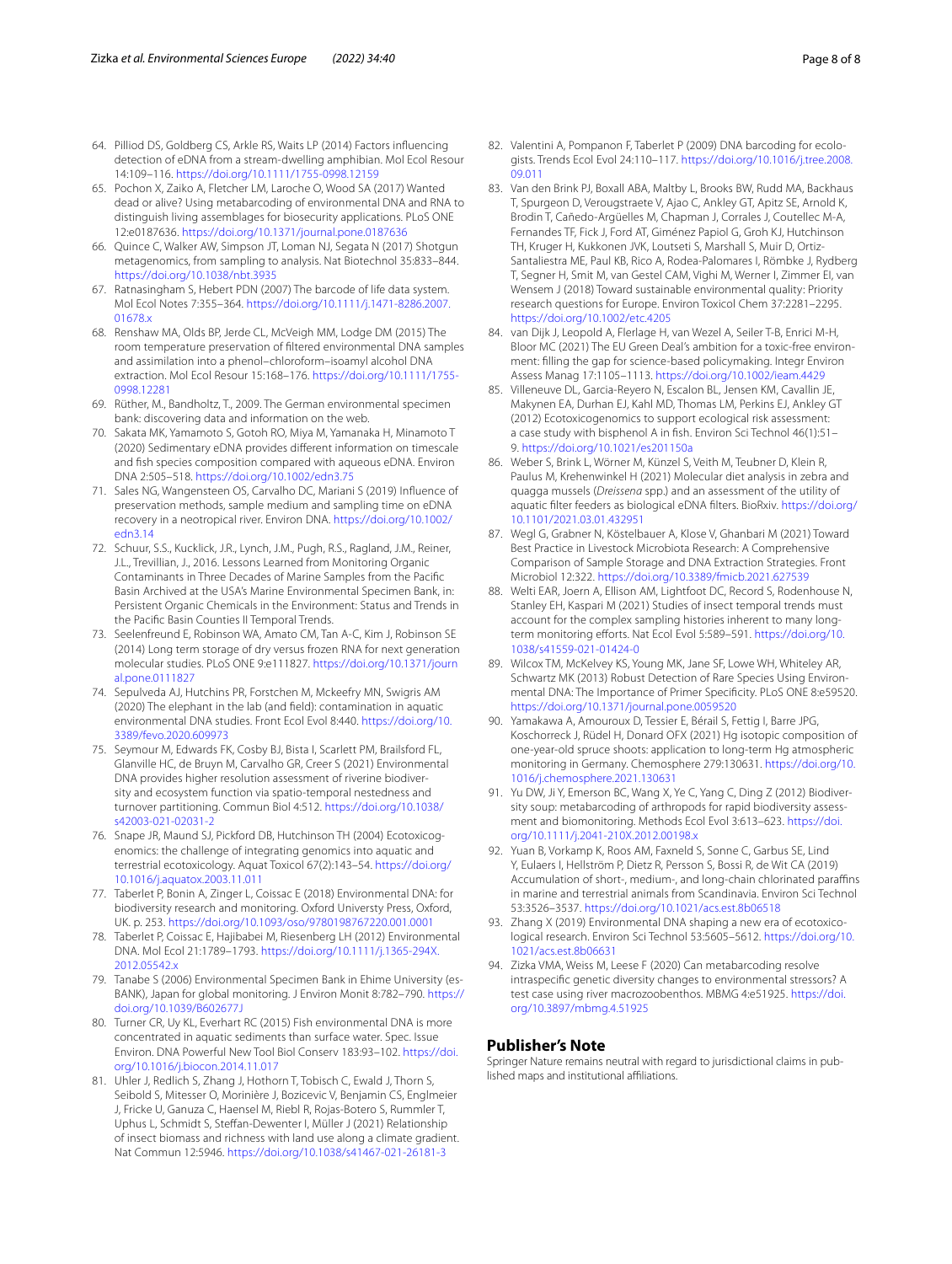64. Pilliod DS, Goldberg CS, Arkle RS, Waits LP (2014) Factors influencing detection of eDNA from a stream-dwelling amphibian. Mol Ecol Resour 14:109–116. https://doi.org/10.1111/1755-0998.12159
65. Pochon X, Zaiko A, Fletcher LM, Laroche O, Wood SA (2017) Wanted dead or alive? Using metabarcoding of environmental DNA and RNA to distinguish living assemblages for biosecurity applications. PLoS ONE 12:e0187636. https://doi.org/10.1371/journal.pone.0187636
66. Quince C, Walker AW, Simpson JT, Loman NJ, Segata N (2017) Shotgun metagenomics, from sampling to analysis. Nat Biotechnol 35:833–844. https://doi.org/10.1038/nbt.3935
67. Ratnasingham S, Hebert PDN (2007) The barcode of life data system. Mol Ecol Notes 7:355–364. https://doi.org/10.1111/j.1471-8286.2007.01678.x
68. Renshaw MA, Olds BP, Jerde CL, McVeigh MM, Lodge DM (2015) The room temperature preservation of filtered environmental DNA samples and assimilation into a phenol–chloroform–isoamyl alcohol DNA extraction. Mol Ecol Resour 15:168–176. https://doi.org/10.1111/1755-0998.12281
69. Rüther, M., Bandholtz, T., 2009. The German environmental specimen bank: discovering data and information on the web.
70. Sakata MK, Yamamoto S, Gotoh RO, Miya M, Yamanaka H, Minamoto T (2020) Sedimentary eDNA provides different information on timescale and fish species composition compared with aqueous eDNA. Environ DNA 2:505–518. https://doi.org/10.1002/edn3.75
71. Sales NG, Wangensteen OS, Carvalho DC, Mariani S (2019) Influence of preservation methods, sample medium and sampling time on eDNA recovery in a neotropical river. Environ DNA. https://doi.org/10.1002/edn3.14
72. Schuur, S.S., Kucklick, J.R., Lynch, J.M., Pugh, R.S., Ragland, J.M., Reiner, J.L., Trevillian, J., 2016. Lessons Learned from Monitoring Organic Contaminants in Three Decades of Marine Samples from the Pacific Basin Archived at the USA's Marine Environmental Specimen Bank, in: Persistent Organic Chemicals in the Environment: Status and Trends in the Pacific Basin Counties II Temporal Trends.
73. Seelenfreund E, Robinson WA, Amato CM, Tan A-C, Kim J, Robinson SE (2014) Long term storage of dry versus frozen RNA for next generation molecular studies. PLoS ONE 9:e111827. https://doi.org/10.1371/journal.pone.0111827
74. Sepulveda AJ, Hutchins PR, Forstchen M, Mckeefry MN, Swigris AM (2020) The elephant in the lab (and field): contamination in aquatic environmental DNA studies. Front Ecol Evol 8:440. https://doi.org/10.3389/fevo.2020.609973
75. Seymour M, Edwards FK, Cosby BJ, Bista I, Scarlett PM, Brailsford FL, Glanville HC, de Bruyn M, Carvalho GR, Creer S (2021) Environmental DNA provides higher resolution assessment of riverine biodiversity and ecosystem function via spatio-temporal nestedness and turnover partitioning. Commun Biol 4:512. https://doi.org/10.1038/s42003-021-02031-2
76. Snape JR, Maund SJ, Pickford DB, Hutchinson TH (2004) Ecotoxicogenomics: the challenge of integrating genomics into aquatic and terrestrial ecotoxicology. Aquat Toxicol 67(2):143–54. https://doi.org/10.1016/j.aquatox.2003.11.011
77. Taberlet P, Bonin A, Zinger L, Coissac E (2018) Environmental DNA: for biodiversity research and monitoring. Oxford Universty Press, Oxford, UK. p. 253. https://doi.org/10.1093/oso/9780198767220.001.0001
78. Taberlet P, Coissac E, Hajibabei M, Riesenberg LH (2012) Environmental DNA. Mol Ecol 21:1789–1793. https://doi.org/10.1111/j.1365-294X.2012.05542.x
79. Tanabe S (2006) Environmental Specimen Bank in Ehime University (es-BANK), Japan for global monitoring. J Environ Monit 8:782–790. https://doi.org/10.1039/B602677J
80. Turner CR, Uy KL, Everhart RC (2015) Fish environmental DNA is more concentrated in aquatic sediments than surface water. Spec. Issue Environ. DNA Powerful New Tool Biol Conserv 183:93–102. https://doi.org/10.1016/j.biocon.2014.11.017
81. Uhler J, Redlich S, Zhang J, Hothorn T, Tobisch C, Ewald J, Thorn S, Seibold S, Mitesser O, Morinière J, Bozicevic V, Benjamin CS, Englmeier J, Fricke U, Ganuza C, Haensel M, Riebl R, Rojas-Botero S, Rummler T, Uphus L, Schmidt S, Steffan-Dewenter I, Müller J (2021) Relationship of insect biomass and richness with land use along a climate gradient. Nat Commun 12:5946. https://doi.org/10.1038/s41467-021-26181-3
82. Valentini A, Pompanon F, Taberlet P (2009) DNA barcoding for ecologists. Trends Ecol Evol 24:110–117. https://doi.org/10.1016/j.tree.2008.09.011
83. Van den Brink PJ, Boxall ABA, Maltby L, Brooks BW, Rudd MA, Backhaus T, Spurgeon D, Verougstraete V, Ajao C, Ankley GT, Apitz SE, Arnold K, Brodin T, Cañedo-Argüelles M, Chapman J, Corrales J, Coutellec M-A, Fernandes TF, Fick J, Ford AT, Giménez Papiol G, Groh KJ, Hutchinson TH, Kruger H, Kukkonen JVK, Loutseti S, Marshall S, Muir D, Ortiz-Santaliestra ME, Paul KB, Rico A, Rodea-Palomares I, Römbke J, Rydberg T, Segner H, Smit M, van Gestel CAM, Vighi M, Werner I, Zimmer EI, van Wensem J (2018) Toward sustainable environmental quality: Priority research questions for Europe. Environ Toxicol Chem 37:2281–2295. https://doi.org/10.1002/etc.4205
84. van Dijk J, Leopold A, Flerlage H, van Wezel A, Seiler T-B, Enrici M-H, Bloor MC (2021) The EU Green Deal's ambition for a toxic-free environment: filling the gap for science-based policymaking. Integr Environ Assess Manag 17:1105–1113. https://doi.org/10.1002/ieam.4429
85. Villeneuve DL, Garcia-Reyero N, Escalon BL, Jensen KM, Cavallin JE, Makynen EA, Durhan EJ, Kahl MD, Thomas LM, Perkins EJ, Ankley GT (2012) Ecotoxicogenomics to support ecological risk assessment: a case study with bisphenol A in fish. Environ Sci Technol 46(1):51–9. https://doi.org/10.1021/es201150a
86. Weber S, Brink L, Wörner M, Künzel S, Veith M, Teubner D, Klein R, Paulus M, Krehenwinkel H (2021) Molecular diet analysis in zebra and quagga mussels (*Dreissena* spp.) and an assessment of the utility of aquatic filter feeders as biological eDNA filters. BioRxiv. https://doi.org/10.1101/2021.03.01.432951
87. Wegl G, Grabner N, Köstelbauer A, Klose V, Ghanbari M (2021) Toward Best Practice in Livestock Microbiota Research: A Comprehensive Comparison of Sample Storage and DNA Extraction Strategies. Front Microbiol 12:322. https://doi.org/10.3389/fmicb.2021.627539
88. Welti EAR, Joern A, Ellison AM, Lightfoot DC, Record S, Rodenhouse N, Stanley EH, Kaspari M (2021) Studies of insect temporal trends must account for the complex sampling histories inherent to many long-term monitoring efforts. Nat Ecol Evol 5:589–591. https://doi.org/10.1038/s41559-021-01424-0
89. Wilcox TM, McKelvey KS, Young MK, Jane SF, Lowe WH, Whiteley AR, Schwartz MK (2013) Robust Detection of Rare Species Using Environmental DNA: The Importance of Primer Specificity. PLoS ONE 8:e59520. https://doi.org/10.1371/journal.pone.0059520
90. Yamakawa A, Amouroux D, Tessier E, Bérail S, Fettig I, Barre JPG, Koschorreck J, Rüdel H, Donard OFX (2021) Hg isotopic composition of one-year-old spruce shoots: application to long-term Hg atmospheric monitoring in Germany. Chemosphere 279:130631. https://doi.org/10.1016/j.chemosphere.2021.130631
91. Yu DW, Ji Y, Emerson BC, Wang X, Ye C, Yang C, Ding Z (2012) Biodiversity soup: metabarcoding of arthropods for rapid biodiversity assessment and biomonitoring. Methods Ecol Evol 3:613–623. https://doi.org/10.1111/j.2041-210X.2012.00198.x
92. Yuan B, Vorkamp K, Roos AM, Faxneld S, Sonne C, Garbus SE, Lind Y, Eulaers I, Hellström P, Dietz R, Persson S, Bossi R, de Wit CA (2019) Accumulation of short-, medium-, and long-chain chlorinated paraffins in marine and terrestrial animals from Scandinavia. Environ Sci Technol 53:3526–3537. https://doi.org/10.1021/acs.est.8b06518
93. Zhang X (2019) Environmental DNA shaping a new era of ecotoxicological research. Environ Sci Technol 53:5605–5612. https://doi.org/10.1021/acs.est.8b06631
94. Zizka VMA, Weiss M, Leese F (2020) Can metabarcoding resolve intraspecific genetic diversity changes to environmental stressors? A test case using river macrozoobenthos. MBMG 4:e51925. https://doi.org/10.3897/mbmg.4.51925

## Publisher's Note

Springer Nature remains neutral with regard to jurisdictional claims in published maps and institutional affiliations.